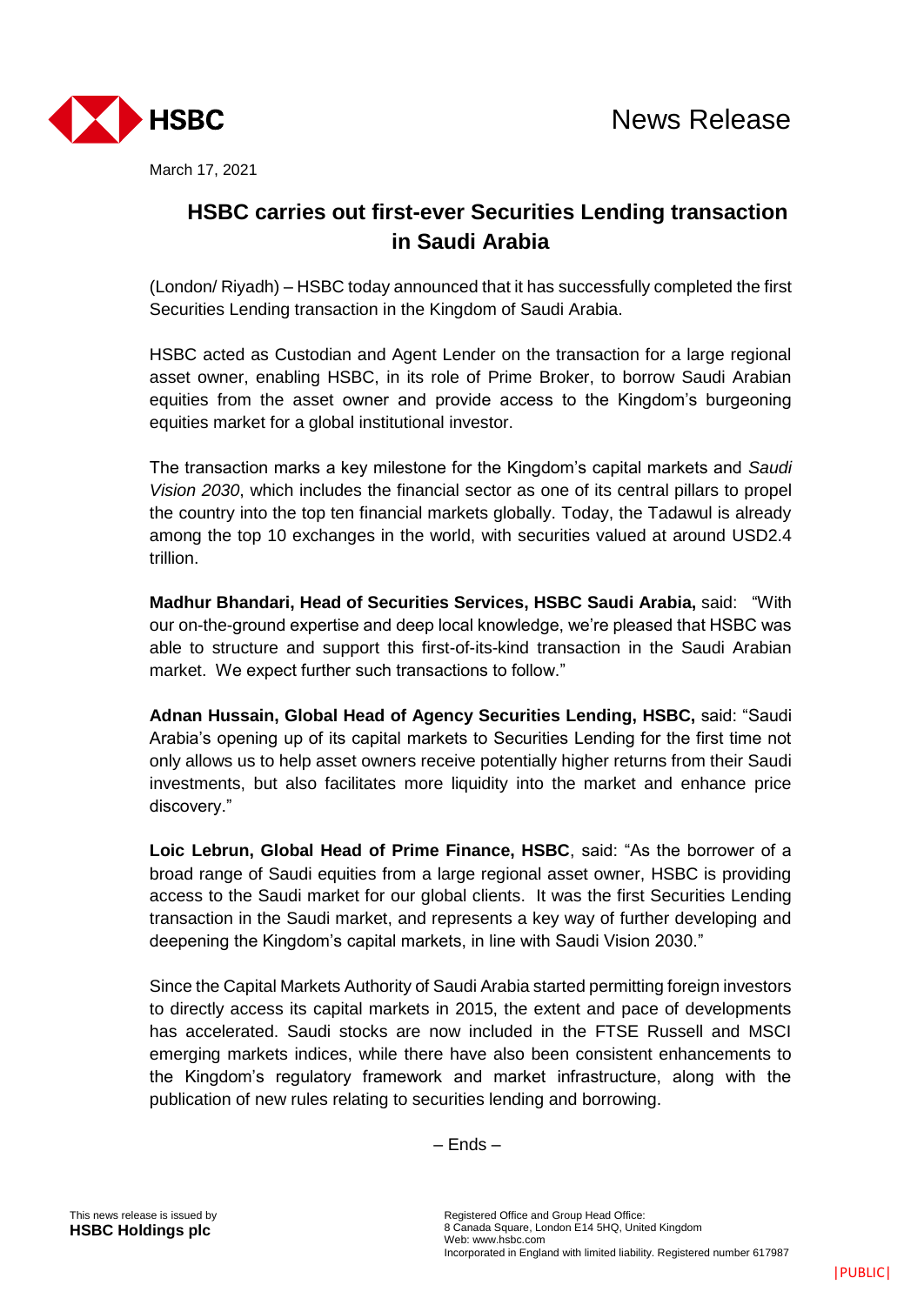HSBC

News Release

March 17, 2021

# HSBC carries out first-ever Securities Lending transaction in Saudi Arabia

(London/ Riyadh) – HSBC today announced that it has successfully completed the first Securities Lending transaction in the Kingdom of Saudi Arabia.

HSBC acted as Custodian and Agent Lender on the transaction for a large regional asset owner, enabling HSBC, in its role of Prime Broker, to borrow Saudi Arabian equities from the asset owner and provide access to the Kingdom's burgeoning equities market for a global institutional investor.

The transaction marks a key milestone for the Kingdom's capital markets and *Saudi Vision 2030*, which includes the financial sector as one of its central pillars to propel the country into the top ten financial markets globally. Today, the Tadawul is already among the top 10 exchanges in the world, with securities valued at around USD2.4 trillion.

**Madhur Bhandari, Head of Securities Services, HSBC Saudi Arabia,** said: "With our on-the-ground expertise and deep local knowledge, we're pleased that HSBC was able to structure and support this first-of-its-kind transaction in the Saudi Arabian market. We expect further such transactions to follow."

**Adnan Hussain, Global Head of Agency Securities Lending, HSBC,** said: "Saudi Arabia's opening up of its capital markets to Securities Lending for the first time not only allows us to help asset owners receive potentially higher returns from their Saudi investments, but also facilitates more liquidity into the market and enhance price discovery."

**Loic Lebrun, Global Head of Prime Finance, HSBC**, said: "As the borrower of a broad range of Saudi equities from a large regional asset owner, HSBC is providing access to the Saudi market for our global clients. It was the first Securities Lending transaction in the Saudi market, and represents a key way of further developing and deepening the Kingdom's capital markets, in line with Saudi Vision 2030."

Since the Capital Markets Authority of Saudi Arabia started permitting foreign investors to directly access its capital markets in 2015, the extent and pace of developments has accelerated. Saudi stocks are now included in the FTSE Russell and MSCI emerging markets indices, while there have also been consistent enhancements to the Kingdom's regulatory framework and market infrastructure, along with the publication of new rules relating to securities lending and borrowing.

– Ends –

This news release is issued by
**HSBC Holdings plc**

Registered Office and Group Head Office:
8 Canada Square, London E14 5HQ, United Kingdom
Web: www.hsbc.com
Incorporated in England with limited liability. Registered number 617987

|PUBLIC|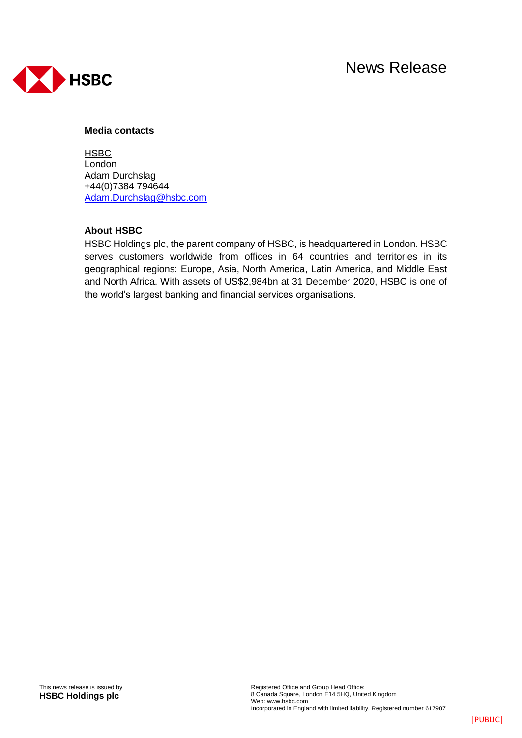News Release

**Media contacts**

HSBC
London
Adam Durchslag
+44(0)7384 794644
Adam.Durchslag@hsbc.com

**About HSBC**

HSBC Holdings plc, the parent company of HSBC, is headquartered in London. HSBC serves customers worldwide from offices in 64 countries and territories in its geographical regions: Europe, Asia, North America, Latin America, and Middle East and North Africa. With assets of US$2,984bn at 31 December 2020, HSBC is one of the world's largest banking and financial services organisations.

This news release is issued by
**HSBC Holdings plc**

Registered Office and Group Head Office:
8 Canada Square, London E14 5HQ, United Kingdom
Web: www.hsbc.com
Incorporated in England with limited liability. Registered number 617987

|PUBLIC|